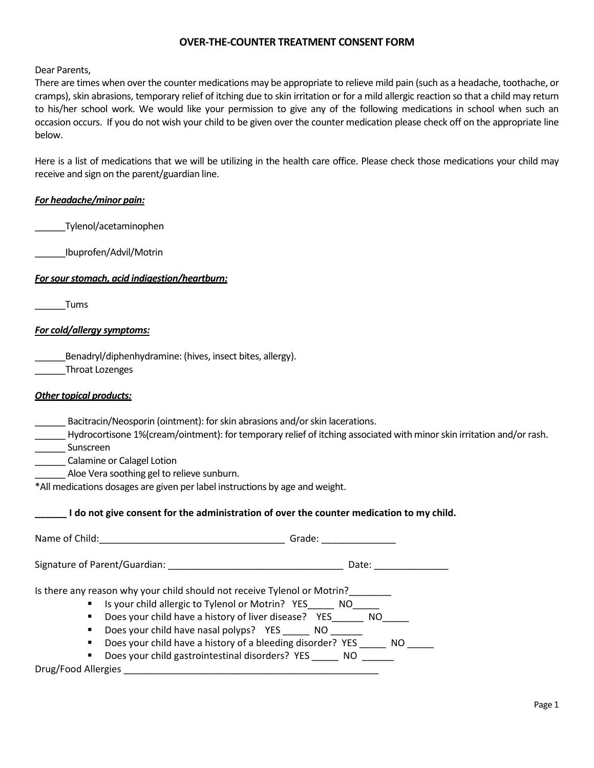# OVER-THE-COUNTER TREATMENT CONSENT FORM

Dear Parents,
There are times when over the counter medications may be appropriate to relieve mild pain (such as a headache, toothache, or cramps), skin abrasions, temporary relief of itching due to skin irritation or for a mild allergic reaction so that a child may return to his/her school work. We would like your permission to give any of the following medications in school when such an occasion occurs. If you do not wish your child to be given over the counter medication please check off on the appropriate line below.

Here is a list of medications that we will be utilizing in the health care office. Please check those medications your child may receive and sign on the parent/guardian line.

***For headache/minor pain:***

______Tylenol/acetaminophen

______Ibuprofen/Advil/Motrin

***For sour stomach, acid indigestion/heartburn:***

______Tums

***For cold/allergy symptoms:***

______Benadryl/diphenhydramine: (hives, insect bites, allergy).
______Throat Lozenges

***Other topical products:***

______ Bacitracin/Neosporin (ointment): for skin abrasions and/or skin lacerations.
______ Hydrocortisone 1%(cream/ointment): for temporary relief of itching associated with minor skin irritation and/or rash.
______ Sunscreen
______ Calamine or Calagel Lotion
______ Aloe Vera soothing gel to relieve sunburn.
*All medications dosages are given per label instructions by age and weight.

**______ I do not give consent for the administration of over the counter medication to my child.**

Name of Child:___________________________________ Grade: ______________

Signature of Parent/Guardian: _________________________________ Date: ______________

Is there any reason why your child should not receive Tylenol or Motrin?________

- Is your child allergic to Tylenol or Motrin? YES_____ NO_____
- Does your child have a history of liver disease? YES______ NO_____
- Does your child have nasal polyps? YES _____ NO ______
- Does your child have a history of a bleeding disorder? YES _____ NO _____
- Does your child gastrointestinal disorders? YES _____ NO ______

Drug/Food Allergies ________________________________________________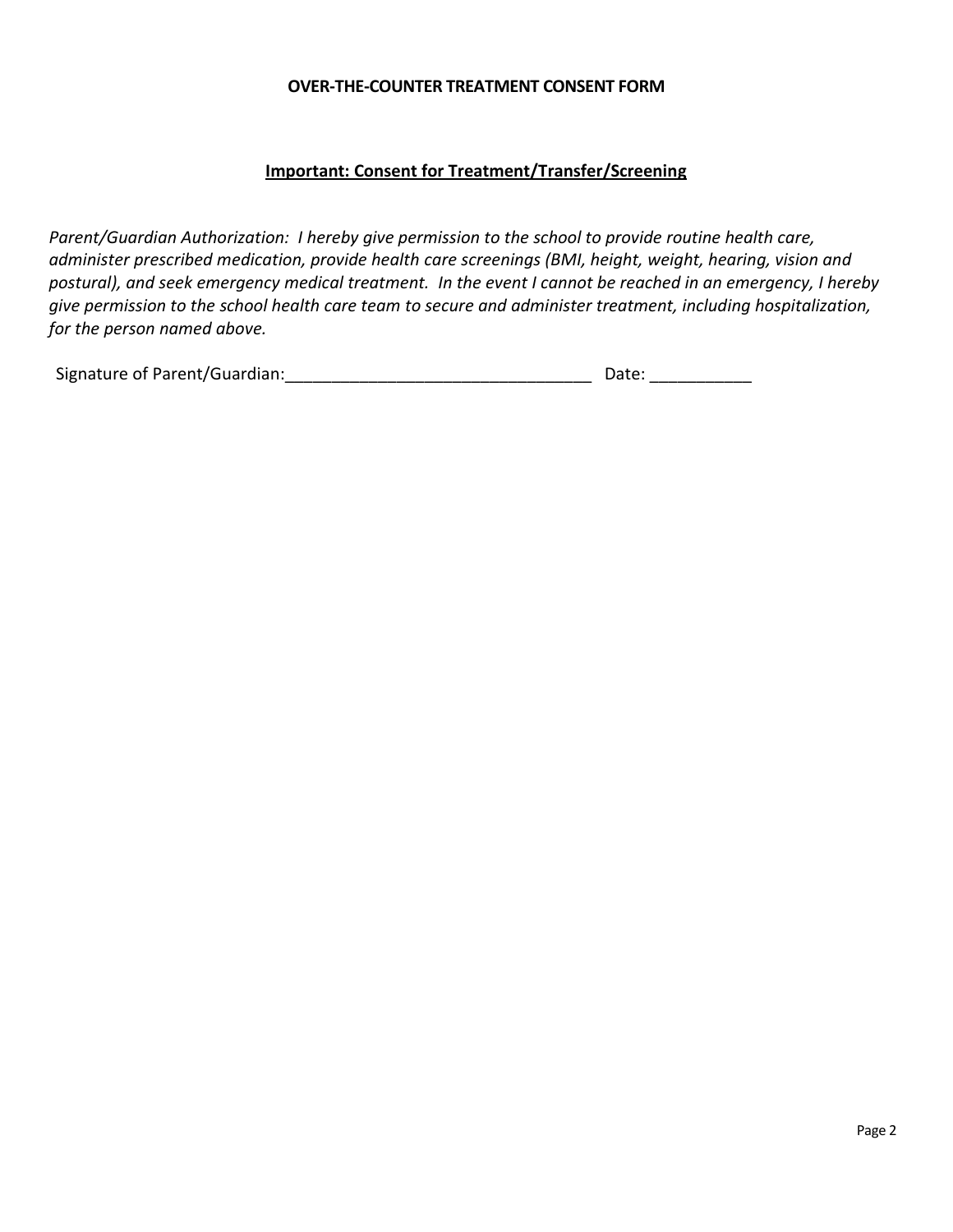**OVER-THE-COUNTER TREATMENT CONSENT FORM**

**Important: Consent for Treatment/Transfer/Screening**

*Parent/Guardian Authorization: I hereby give permission to the school to provide routine health care, administer prescribed medication, provide health care screenings (BMI, height, weight, hearing, vision and postural), and seek emergency medical treatment. In the event I cannot be reached in an emergency, I hereby give permission to the school health care team to secure and administer treatment, including hospitalization, for the person named above.*

Signature of Parent/Guardian:_________________________________ Date: ___________